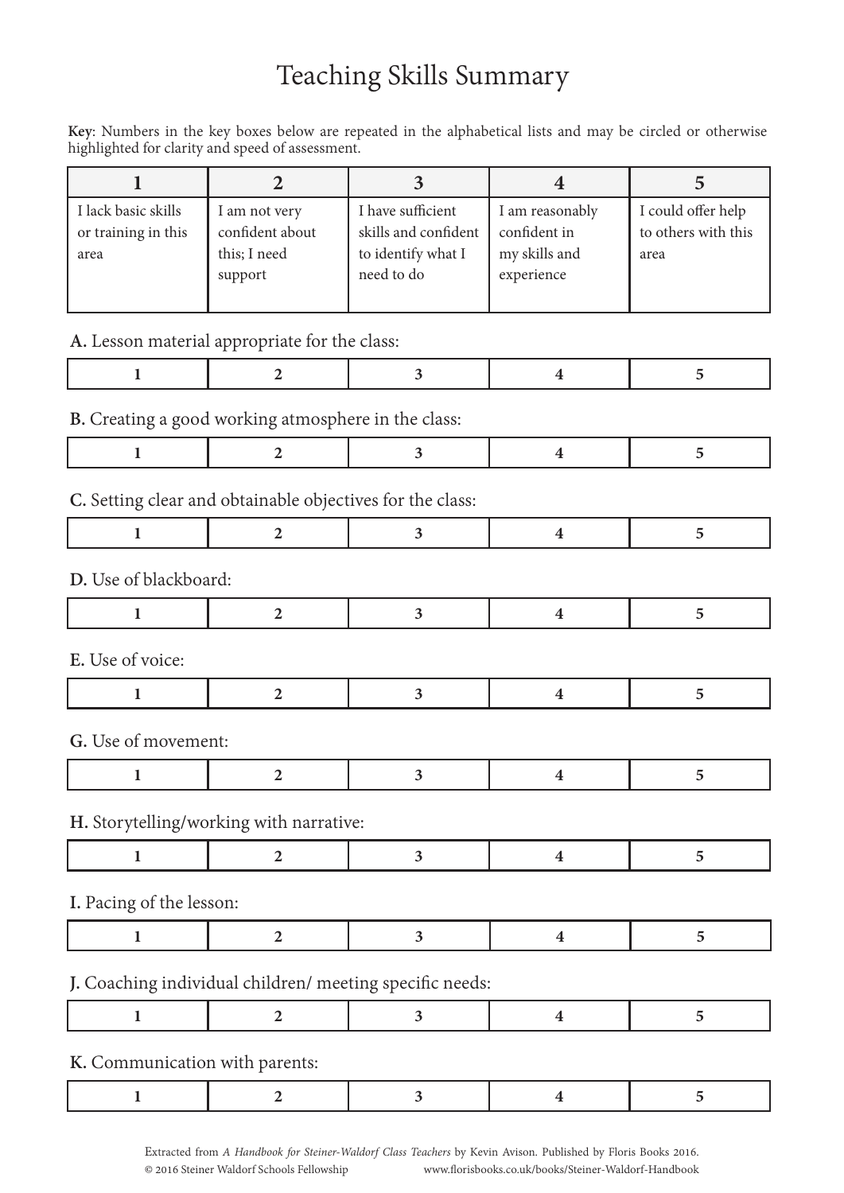# Teaching Skills Summary

**Key**: Numbers in the key boxes below are repeated in the alphabetical lists and may be circled or otherwise highlighted for clarity and speed of assessment.

| 1 | 2 | 3 | 4 | 5 |
|---|---|---|---|---|
| I lack basic skills or training in this area | I am not very confident about this; I need support | I have sufficient skills and confident to identify what I need to do | I am reasonably confident in my skills and experience | I could offer help to others with this area |

**A.** Lesson material appropriate for the class:

| 1 | 2 | 3 | 4 | 5 |
|---|---|---|---|---|

**B.** Creating a good working atmosphere in the class:

| 1 | 2 | 3 | 4 | 5 |
|---|---|---|---|---|

**C.** Setting clear and obtainable objectives for the class:

| 1 | 2 | 3 | 4 | 5 |
|---|---|---|---|---|

**D.** Use of blackboard:

| 1 | 2 | 3 | 4 | 5 |
|---|---|---|---|---|

**E.** Use of voice:

| 1 | 2 | 3 | 4 | 5 |
|---|---|---|---|---|

**G.** Use of movement:

| 1 | 2 | 3 | 4 | 5 |
|---|---|---|---|---|

**H.** Storytelling/working with narrative:

| 1 | 2 | 3 | 4 | 5 |
|---|---|---|---|---|

**I.** Pacing of the lesson:

| 1 | 2 | 3 | 4 | 5 |
|---|---|---|---|---|

**J.** Coaching individual children/ meeting specific needs:

| 1 | 2 | 3 | 4 | 5 |
|---|---|---|---|---|

**K.** Communication with parents:

| 1 | 2 | 3 | 4 | 5 |
|---|---|---|---|---|

Extracted from *A Handbook for Steiner-Waldorf Class Teachers* by Kevin Avison. Published by Floris Books 2016.
© 2016 Steiner Waldorf Schools Fellowship www.florisbooks.co.uk/books/Steiner-Waldorf-Handbook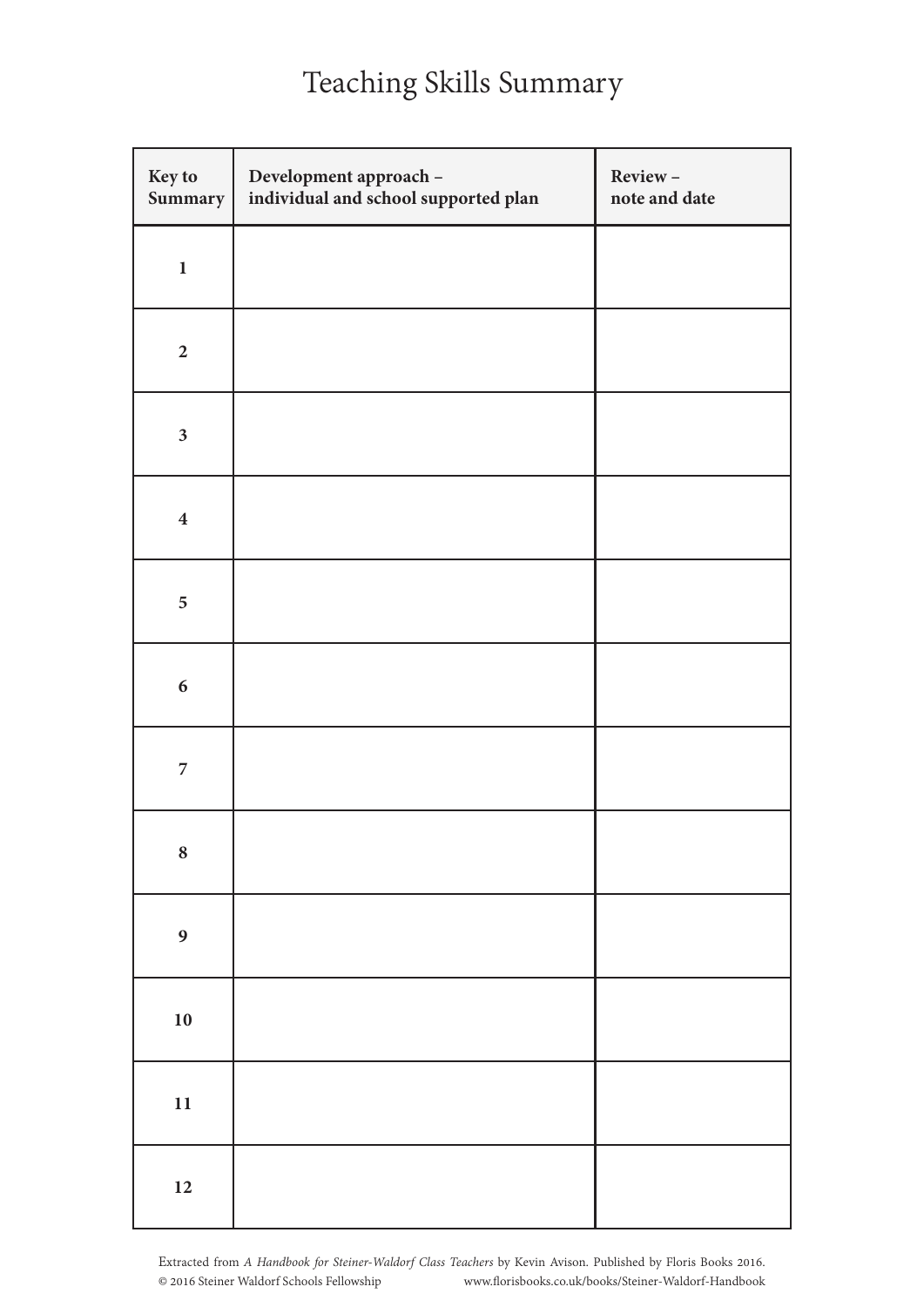# Teaching Skills Summary

| Key to Summary | Development approach – individual and school supported plan | Review – note and date |
| --- | --- | --- |
| 1 | | |
| 2 | | |
| 3 | | |
| 4 | | |
| 5 | | |
| 6 | | |
| 7 | | |
| 8 | | |
| 9 | | |
| 10 | | |
| 11 | | |
| 12 | | |

Extracted from *A Handbook for Steiner-Waldorf Class Teachers* by Kevin Avison. Published by Floris Books 2016.
© 2016 Steiner Waldorf Schools Fellowship www.florisbooks.co.uk/books/Steiner-Waldorf-Handbook